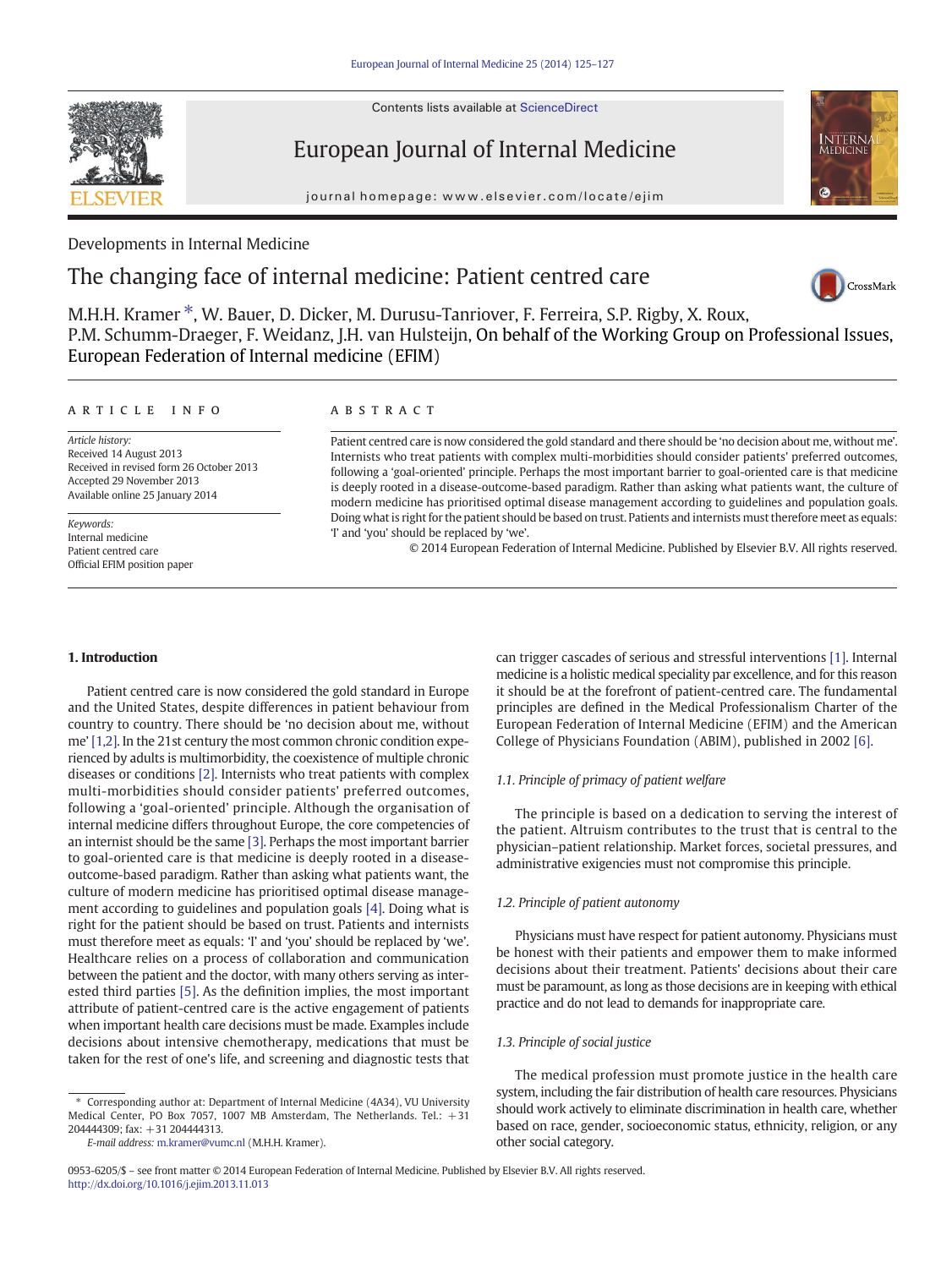Developments in Internal Medicine

# The changing face of internal medicine: Patient centred care

M.H.H. Kramer *, W. Bauer, D. Dicker, M. Durusu-Tanriover, F. Ferreira, S.P. Rigby, X. Roux, P.M. Schumm-Draeger, F. Weidanz, J.H. van Hulsteijn, On behalf of the Working Group on Professional Issues, European Federation of Internal medicine (EFIM)

**ARTICLE INFO**

*Article history:*
Received 14 August 2013
Received in revised form 26 October 2013
Accepted 29 November 2013
Available online 25 January 2014

*Keywords:*
Internal medicine
Patient centred care
Official EFIM position paper

**ABSTRACT**

Patient centred care is now considered the gold standard and there should be 'no decision about me, without me'. Internists who treat patients with complex multi-morbidities should consider patients' preferred outcomes, following a 'goal-oriented' principle. Perhaps the most important barrier to goal-oriented care is that medicine is deeply rooted in a disease-outcome-based paradigm. Rather than asking what patients want, the culture of modern medicine has prioritised optimal disease management according to guidelines and population goals. Doing what is right for the patient should be based on trust. Patients and internists must therefore meet as equals: 'I' and 'you' should be replaced by 'we'.

© 2014 European Federation of Internal Medicine. Published by Elsevier B.V. All rights reserved.

## 1. Introduction

Patient centred care is now considered the gold standard in Europe and the United States, despite differences in patient behaviour from country to country. There should be 'no decision about me, without me' [1,2]. In the 21st century the most common chronic condition experienced by adults is multimorbidity, the coexistence of multiple chronic diseases or conditions [2]. Internists who treat patients with complex multi-morbidities should consider patients' preferred outcomes, following a 'goal-oriented' principle. Although the organisation of internal medicine differs throughout Europe, the core competencies of an internist should be the same [3]. Perhaps the most important barrier to goal-oriented care is that medicine is deeply rooted in a disease-outcome-based paradigm. Rather than asking what patients want, the culture of modern medicine has prioritised optimal disease management according to guidelines and population goals [4]. Doing what is right for the patient should be based on trust. Patients and internists must therefore meet as equals: 'I' and 'you' should be replaced by 'we'. Healthcare relies on a process of collaboration and communication between the patient and the doctor, with many others serving as interested third parties [5]. As the definition implies, the most important attribute of patient-centred care is the active engagement of patients when important health care decisions must be made. Examples include decisions about intensive chemotherapy, medications that must be taken for the rest of one's life, and screening and diagnostic tests that can trigger cascades of serious and stressful interventions [1]. Internal medicine is a holistic medical speciality par excellence, and for this reason it should be at the forefront of patient-centred care. The fundamental principles are defined in the Medical Professionalism Charter of the European Federation of Internal Medicine (EFIM) and the American College of Physicians Foundation (ABIM), published in 2002 [6].

### 1.1. Principle of primacy of patient welfare

The principle is based on a dedication to serving the interest of the patient. Altruism contributes to the trust that is central to the physician–patient relationship. Market forces, societal pressures, and administrative exigencies must not compromise this principle.

### 1.2. Principle of patient autonomy

Physicians must have respect for patient autonomy. Physicians must be honest with their patients and empower them to make informed decisions about their treatment. Patients' decisions about their care must be paramount, as long as those decisions are in keeping with ethical practice and do not lead to demands for inappropriate care.

### 1.3. Principle of social justice

The medical profession must promote justice in the health care system, including the fair distribution of health care resources. Physicians should work actively to eliminate discrimination in health care, whether based on race, gender, socioeconomic status, ethnicity, religion, or any other social category.

* Corresponding author at: Department of Internal Medicine (4A34), VU University Medical Center, PO Box 7057, 1007 MB Amsterdam, The Netherlands. Tel.: +31 204444309; fax: +31 204444313.
*E-mail address:* m.kramer@vumc.nl (M.H.H. Kramer).

0953-6205/$ – see front matter © 2014 European Federation of Internal Medicine. Published by Elsevier B.V. All rights reserved.
http://dx.doi.org/10.1016/j.ejim.2013.11.013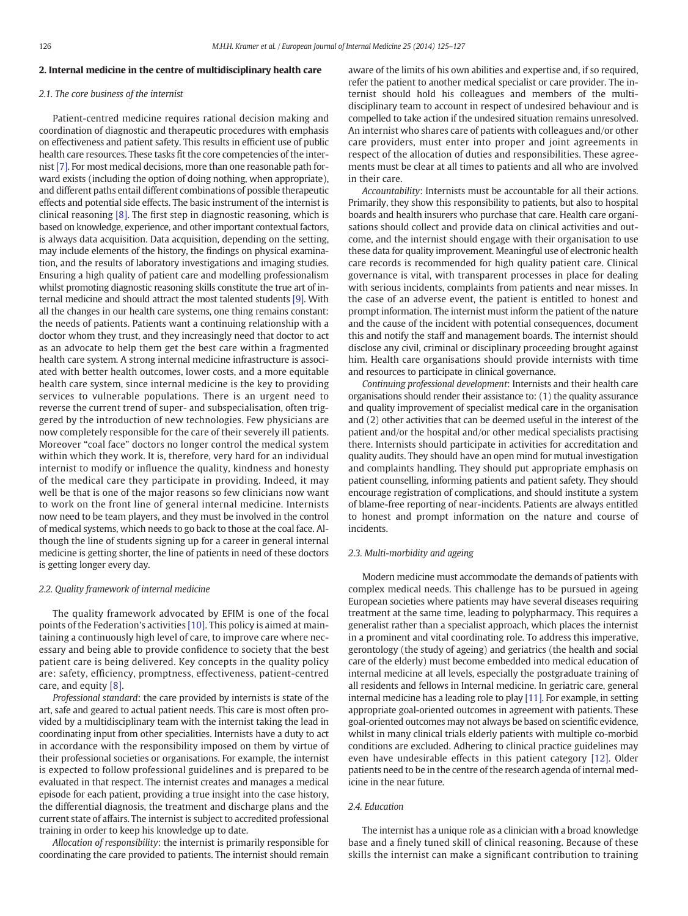## 2. Internal medicine in the centre of multidisciplinary health care

### 2.1. The core business of the internist

Patient-centred medicine requires rational decision making and coordination of diagnostic and therapeutic procedures with emphasis on effectiveness and patient safety. This results in efficient use of public health care resources. These tasks fit the core competencies of the internist [7]. For most medical decisions, more than one reasonable path forward exists (including the option of doing nothing, when appropriate), and different paths entail different combinations of possible therapeutic effects and potential side effects. The basic instrument of the internist is clinical reasoning [8]. The first step in diagnostic reasoning, which is based on knowledge, experience, and other important contextual factors, is always data acquisition. Data acquisition, depending on the setting, may include elements of the history, the findings on physical examination, and the results of laboratory investigations and imaging studies. Ensuring a high quality of patient care and modelling professionalism whilst promoting diagnostic reasoning skills constitute the true art of internal medicine and should attract the most talented students [9]. With all the changes in our health care systems, one thing remains constant: the needs of patients. Patients want a continuing relationship with a doctor whom they trust, and they increasingly need that doctor to act as an advocate to help them get the best care within a fragmented health care system. A strong internal medicine infrastructure is associated with better health outcomes, lower costs, and a more equitable health care system, since internal medicine is the key to providing services to vulnerable populations. There is an urgent need to reverse the current trend of super- and subspecialisation, often triggered by the introduction of new technologies. Few physicians are now completely responsible for the care of their severely ill patients. Moreover "coal face" doctors no longer control the medical system within which they work. It is, therefore, very hard for an individual internist to modify or influence the quality, kindness and honesty of the medical care they participate in providing. Indeed, it may well be that is one of the major reasons so few clinicians now want to work on the front line of general internal medicine. Internists now need to be team players, and they must be involved in the control of medical systems, which needs to go back to those at the coal face. Although the line of students signing up for a career in general internal medicine is getting shorter, the line of patients in need of these doctors is getting longer every day.

### 2.2. Quality framework of internal medicine

The quality framework advocated by EFIM is one of the focal points of the Federation's activities [10]. This policy is aimed at maintaining a continuously high level of care, to improve care where necessary and being able to provide confidence to society that the best patient care is being delivered. Key concepts in the quality policy are: safety, efficiency, promptness, effectiveness, patient-centred care, and equity [8].

*Professional standard*: the care provided by internists is state of the art, safe and geared to actual patient needs. This care is most often provided by a multidisciplinary team with the internist taking the lead in coordinating input from other specialities. Internists have a duty to act in accordance with the responsibility imposed on them by virtue of their professional societies or organisations. For example, the internist is expected to follow professional guidelines and is prepared to be evaluated in that respect. The internist creates and manages a medical episode for each patient, providing a true insight into the case history, the differential diagnosis, the treatment and discharge plans and the current state of affairs. The internist is subject to accredited professional training in order to keep his knowledge up to date.

*Allocation of responsibility*: the internist is primarily responsible for coordinating the care provided to patients. The internist should remain aware of the limits of his own abilities and expertise and, if so required, refer the patient to another medical specialist or care provider. The internist should hold his colleagues and members of the multidisciplinary team to account in respect of undesired behaviour and is compelled to take action if the undesired situation remains unresolved. An internist who shares care of patients with colleagues and/or other care providers, must enter into proper and joint agreements in respect of the allocation of duties and responsibilities. These agreements must be clear at all times to patients and all who are involved in their care.

*Accountability*: Internists must be accountable for all their actions. Primarily, they show this responsibility to patients, but also to hospital boards and health insurers who purchase that care. Health care organisations should collect and provide data on clinical activities and outcome, and the internist should engage with their organisation to use these data for quality improvement. Meaningful use of electronic health care records is recommended for high quality patient care. Clinical governance is vital, with transparent processes in place for dealing with serious incidents, complaints from patients and near misses. In the case of an adverse event, the patient is entitled to honest and prompt information. The internist must inform the patient of the nature and the cause of the incident with potential consequences, document this and notify the staff and management boards. The internist should disclose any civil, criminal or disciplinary proceeding brought against him. Health care organisations should provide internists with time and resources to participate in clinical governance.

*Continuing professional development*: Internists and their health care organisations should render their assistance to: (1) the quality assurance and quality improvement of specialist medical care in the organisation and (2) other activities that can be deemed useful in the interest of the patient and/or the hospital and/or other medical specialists practising there. Internists should participate in activities for accreditation and quality audits. They should have an open mind for mutual investigation and complaints handling. They should put appropriate emphasis on patient counselling, informing patients and patient safety. They should encourage registration of complications, and should institute a system of blame-free reporting of near-incidents. Patients are always entitled to honest and prompt information on the nature and course of incidents.

### 2.3. Multi-morbidity and ageing

Modern medicine must accommodate the demands of patients with complex medical needs. This challenge has to be pursued in ageing European societies where patients may have several diseases requiring treatment at the same time, leading to polypharmacy. This requires a generalist rather than a specialist approach, which places the internist in a prominent and vital coordinating role. To address this imperative, gerontology (the study of ageing) and geriatrics (the health and social care of the elderly) must become embedded into medical education of internal medicine at all levels, especially the postgraduate training of all residents and fellows in Internal medicine. In geriatric care, general internal medicine has a leading role to play [11]. For example, in setting appropriate goal-oriented outcomes in agreement with patients. These goal-oriented outcomes may not always be based on scientific evidence, whilst in many clinical trials elderly patients with multiple co-morbid conditions are excluded. Adhering to clinical practice guidelines may even have undesirable effects in this patient category [12]. Older patients need to be in the centre of the research agenda of internal medicine in the near future.

### 2.4. Education

The internist has a unique role as a clinician with a broad knowledge base and a finely tuned skill of clinical reasoning. Because of these skills the internist can make a significant contribution to training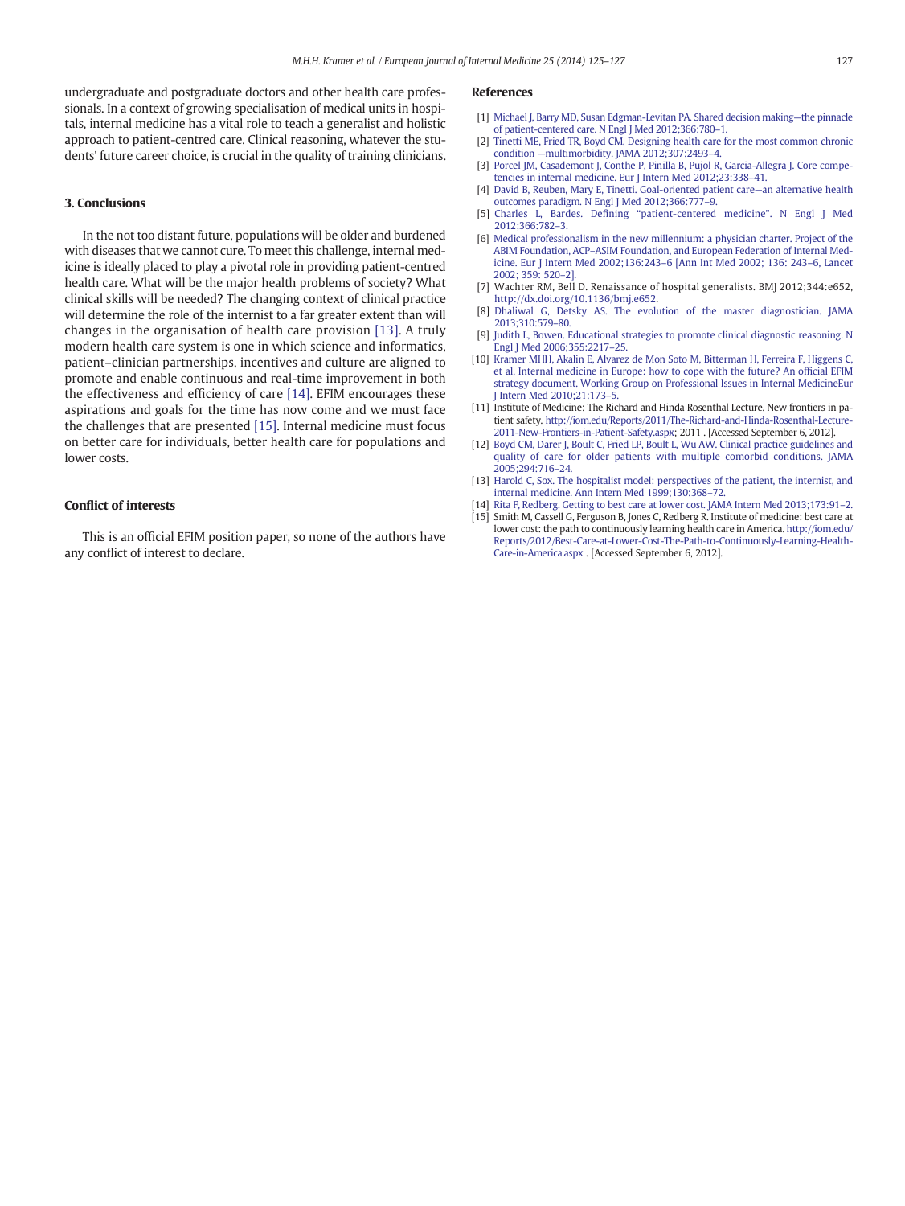undergraduate and postgraduate doctors and other health care professionals. In a context of growing specialisation of medical units in hospitals, internal medicine has a vital role to teach a generalist and holistic approach to patient-centred care. Clinical reasoning, whatever the students' future career choice, is crucial in the quality of training clinicians.

## 3. Conclusions

In the not too distant future, populations will be older and burdened with diseases that we cannot cure. To meet this challenge, internal medicine is ideally placed to play a pivotal role in providing patient-centred health care. What will be the major health problems of society? What clinical skills will be needed? The changing context of clinical practice will determine the role of the internist to a far greater extent than will changes in the organisation of health care provision [13]. A truly modern health care system is one in which science and informatics, patient–clinician partnerships, incentives and culture are aligned to promote and enable continuous and real-time improvement in both the effectiveness and efficiency of care [14]. EFIM encourages these aspirations and goals for the time has now come and we must face the challenges that are presented [15]. Internal medicine must focus on better care for individuals, better health care for populations and lower costs.

## Conflict of interests

This is an official EFIM position paper, so none of the authors have any conflict of interest to declare.

## References

[1] Michael J, Barry MD, Susan Edgman-Levitan PA. Shared decision making—the pinnacle of patient-centered care. N Engl J Med 2012;366:780–1.

[2] Tinetti ME, Fried TR, Boyd CM. Designing health care for the most common chronic condition —multimorbidity. JAMA 2012;307:2493–4.

[3] Porcel JM, Casademont J, Conthe P, Pinilla B, Pujol R, Garcia-Allegra J. Core competencies in internal medicine. Eur J Intern Med 2012;23:338–41.

[4] David B, Reuben, Mary E, Tinetti. Goal-oriented patient care—an alternative health outcomes paradigm. N Engl J Med 2012;366:777–9.

[5] Charles L, Bardes. Defining "patient-centered medicine". N Engl J Med 2012;366:782–3.

[6] Medical professionalism in the new millennium: a physician charter. Project of the ABIM Foundation, ACP–ASIM Foundation, and European Federation of Internal Medicine. Eur J Intern Med 2002;136:243–6 [Ann Int Med 2002; 136: 243–6, Lancet 2002; 359: 520–2].

[7] Wachter RM, Bell D. Renaissance of hospital generalists. BMJ 2012;344:e652, http://dx.doi.org/10.1136/bmj.e652.

[8] Dhaliwal G, Detsky AS. The evolution of the master diagnostician. JAMA 2013;310:579–80.

[9] Judith L, Bowen. Educational strategies to promote clinical diagnostic reasoning. N Engl J Med 2006;355:2217–25.

[10] Kramer MHH, Akalin E, Alvarez de Mon Soto M, Bitterman H, Ferreira F, Higgens C, et al. Internal medicine in Europe: how to cope with the future? An official EFIM strategy document. Working Group on Professional Issues in Internal MedicineEur J Intern Med 2010;21:173–5.

[11] Institute of Medicine: The Richard and Hinda Rosenthal Lecture. New frontiers in patient safety. http://iom.edu/Reports/2011/The-Richard-and-Hinda-Rosenthal-Lecture-2011-New-Frontiers-in-Patient-Safety.aspx; 2011 . [Accessed September 6, 2012].

[12] Boyd CM, Darer J, Boult C, Fried LP, Boult L, Wu AW. Clinical practice guidelines and quality of care for older patients with multiple comorbid conditions. JAMA 2005;294:716–24.

[13] Harold C, Sox. The hospitalist model: perspectives of the patient, the internist, and internal medicine. Ann Intern Med 1999;130:368–72.

[14] Rita F, Redberg. Getting to best care at lower cost. JAMA Intern Med 2013;173:91–2.

[15] Smith M, Cassell G, Ferguson B, Jones C, Redberg R. Institute of medicine: best care at lower cost: the path to continuously learning health care in America. http://iom.edu/Reports/2012/Best-Care-at-Lower-Cost-The-Path-to-Continuously-Learning-Health-Care-in-America.aspx . [Accessed September 6, 2012].